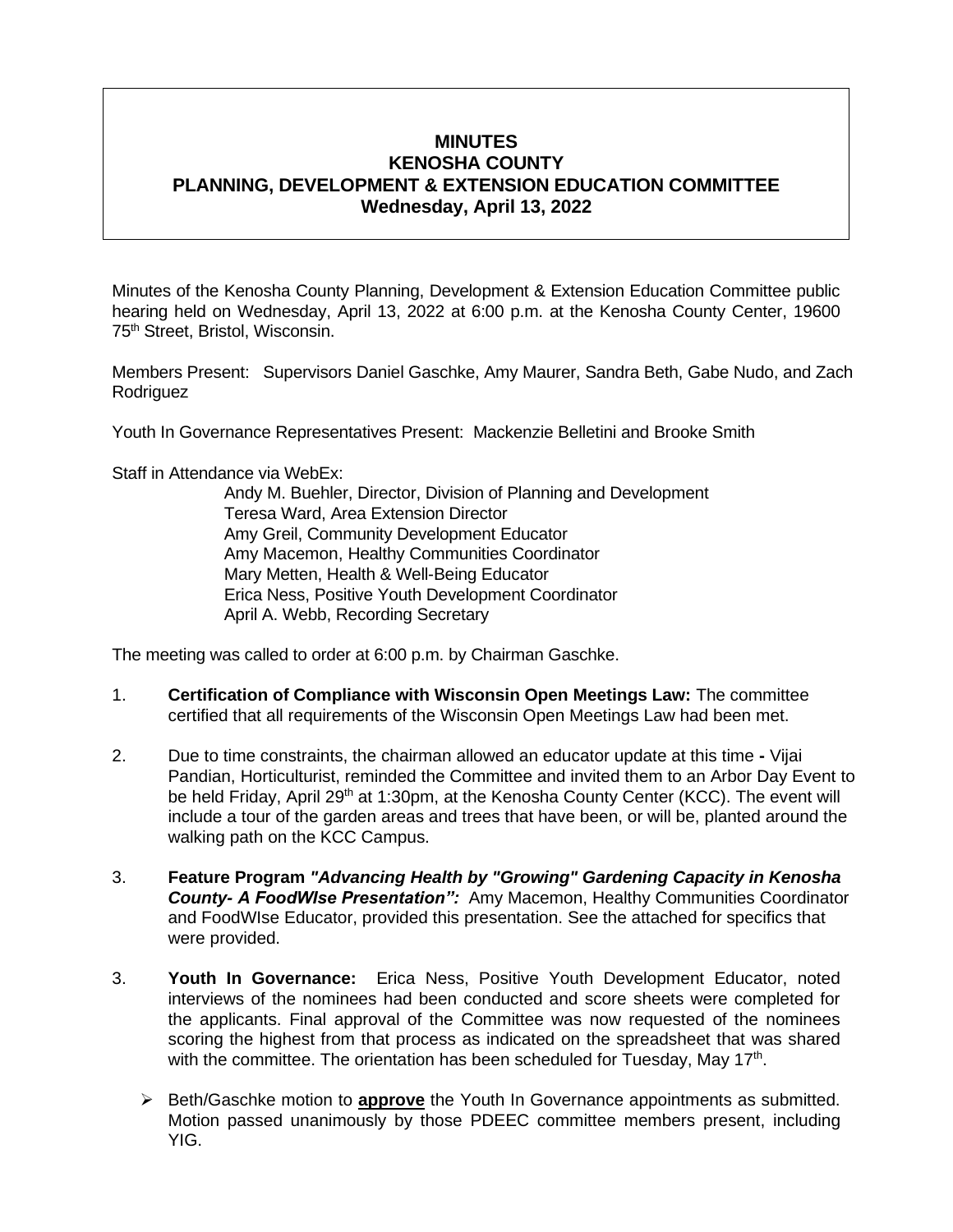# MINUTES
# KENOSHA COUNTY
# PLANNING, DEVELOPMENT & EXTENSION EDUCATION COMMITTEE
## Wednesday, April 13, 2022

Minutes of the Kenosha County Planning, Development & Extension Education Committee public hearing held on Wednesday, April 13, 2022 at 6:00 p.m. at the Kenosha County Center, 19600 75th Street, Bristol, Wisconsin.

Members Present: Supervisors Daniel Gaschke, Amy Maurer, Sandra Beth, Gabe Nudo, and Zach Rodriguez

Youth In Governance Representatives Present: Mackenzie Belletini and Brooke Smith

Staff in Attendance via WebEx:

Andy M. Buehler, Director, Division of Planning and Development
Teresa Ward, Area Extension Director
Amy Greil, Community Development Educator
Amy Macemon, Healthy Communities Coordinator
Mary Metten, Health & Well-Being Educator
Erica Ness, Positive Youth Development Coordinator
April A. Webb, Recording Secretary

The meeting was called to order at 6:00 p.m. by Chairman Gaschke.

1. **Certification of Compliance with Wisconsin Open Meetings Law:** The committee certified that all requirements of the Wisconsin Open Meetings Law had been met.

2. Due to time constraints, the chairman allowed an educator update at this time **-** Vijai Pandian, Horticulturist, reminded the Committee and invited them to an Arbor Day Event to be held Friday, April 29th at 1:30pm, at the Kenosha County Center (KCC). The event will include a tour of the garden areas and trees that have been, or will be, planted around the walking path on the KCC Campus.

3. **Feature Program *"Advancing Health by "Growing" Gardening Capacity in Kenosha County- A FoodWIse Presentation":*** Amy Macemon, Healthy Communities Coordinator and FoodWIse Educator, provided this presentation. See the attached for specifics that were provided.

3. **Youth In Governance:** Erica Ness, Positive Youth Development Educator, noted interviews of the nominees had been conducted and score sheets were completed for the applicants. Final approval of the Committee was now requested of the nominees scoring the highest from that process as indicated on the spreadsheet that was shared with the committee. The orientation has been scheduled for Tuesday, May 17th.

   - Beth/Gaschke motion to **approve** the Youth In Governance appointments as submitted. Motion passed unanimously by those PDEEC committee members present, including YIG.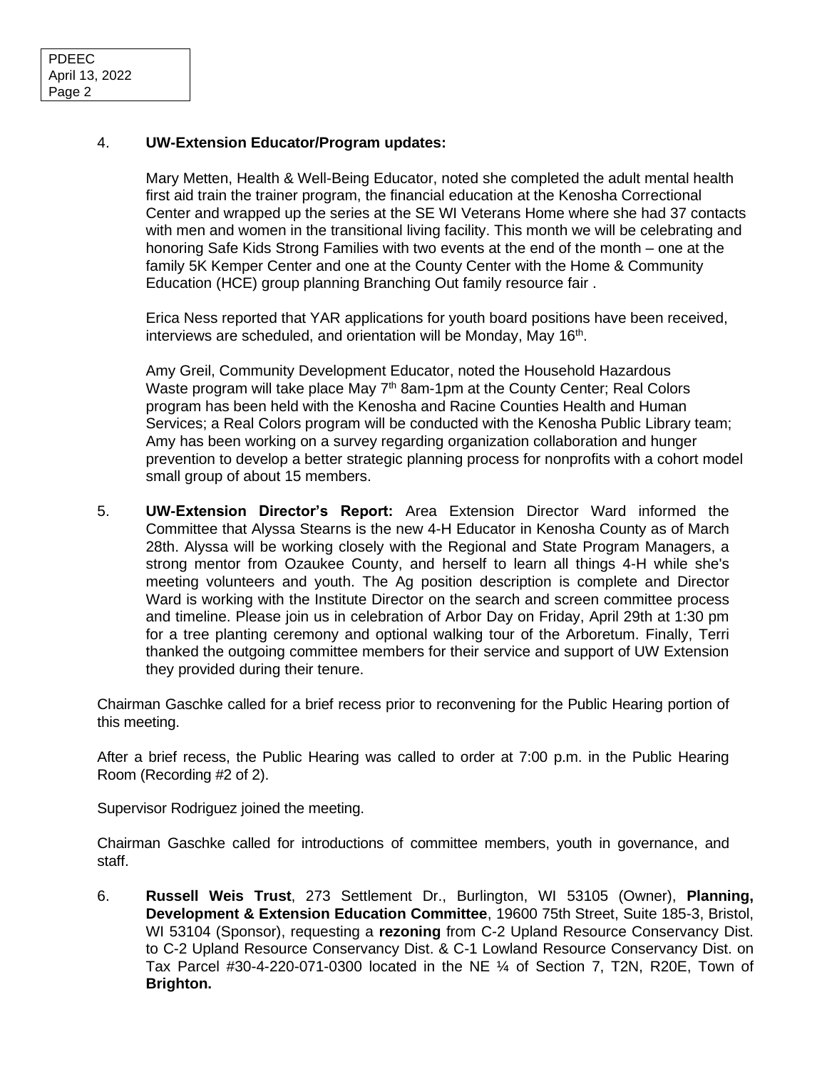4. **UW-Extension Educator/Program updates:**

   Mary Metten, Health & Well-Being Educator, noted she completed the adult mental health first aid train the trainer program, the financial education at the Kenosha Correctional Center and wrapped up the series at the SE WI Veterans Home where she had 37 contacts with men and women in the transitional living facility. This month we will be celebrating and honoring Safe Kids Strong Families with two events at the end of the month – one at the family 5K Kemper Center and one at the County Center with the Home & Community Education (HCE) group planning Branching Out family resource fair .

   Erica Ness reported that YAR applications for youth board positions have been received, interviews are scheduled, and orientation will be Monday, May 16th.

   Amy Greil, Community Development Educator, noted the Household Hazardous Waste program will take place May 7th 8am-1pm at the County Center; Real Colors program has been held with the Kenosha and Racine Counties Health and Human Services; a Real Colors program will be conducted with the Kenosha Public Library team; Amy has been working on a survey regarding organization collaboration and hunger prevention to develop a better strategic planning process for nonprofits with a cohort model small group of about 15 members.

5. **UW-Extension Director's Report:** Area Extension Director Ward informed the Committee that Alyssa Stearns is the new 4-H Educator in Kenosha County as of March 28th. Alyssa will be working closely with the Regional and State Program Managers, a strong mentor from Ozaukee County, and herself to learn all things 4-H while she's meeting volunteers and youth. The Ag position description is complete and Director Ward is working with the Institute Director on the search and screen committee process and timeline. Please join us in celebration of Arbor Day on Friday, April 29th at 1:30 pm for a tree planting ceremony and optional walking tour of the Arboretum. Finally, Terri thanked the outgoing committee members for their service and support of UW Extension they provided during their tenure.

Chairman Gaschke called for a brief recess prior to reconvening for the Public Hearing portion of this meeting.

After a brief recess, the Public Hearing was called to order at 7:00 p.m. in the Public Hearing Room (Recording #2 of 2).

Supervisor Rodriguez joined the meeting.

Chairman Gaschke called for introductions of committee members, youth in governance, and staff.

6. **Russell Weis Trust**, 273 Settlement Dr., Burlington, WI 53105 (Owner), **Planning, Development & Extension Education Committee**, 19600 75th Street, Suite 185-3, Bristol, WI 53104 (Sponsor), requesting a **rezoning** from C-2 Upland Resource Conservancy Dist. to C-2 Upland Resource Conservancy Dist. & C-1 Lowland Resource Conservancy Dist. on Tax Parcel #30-4-220-071-0300 located in the NE ¼ of Section 7, T2N, R20E, Town of **Brighton.**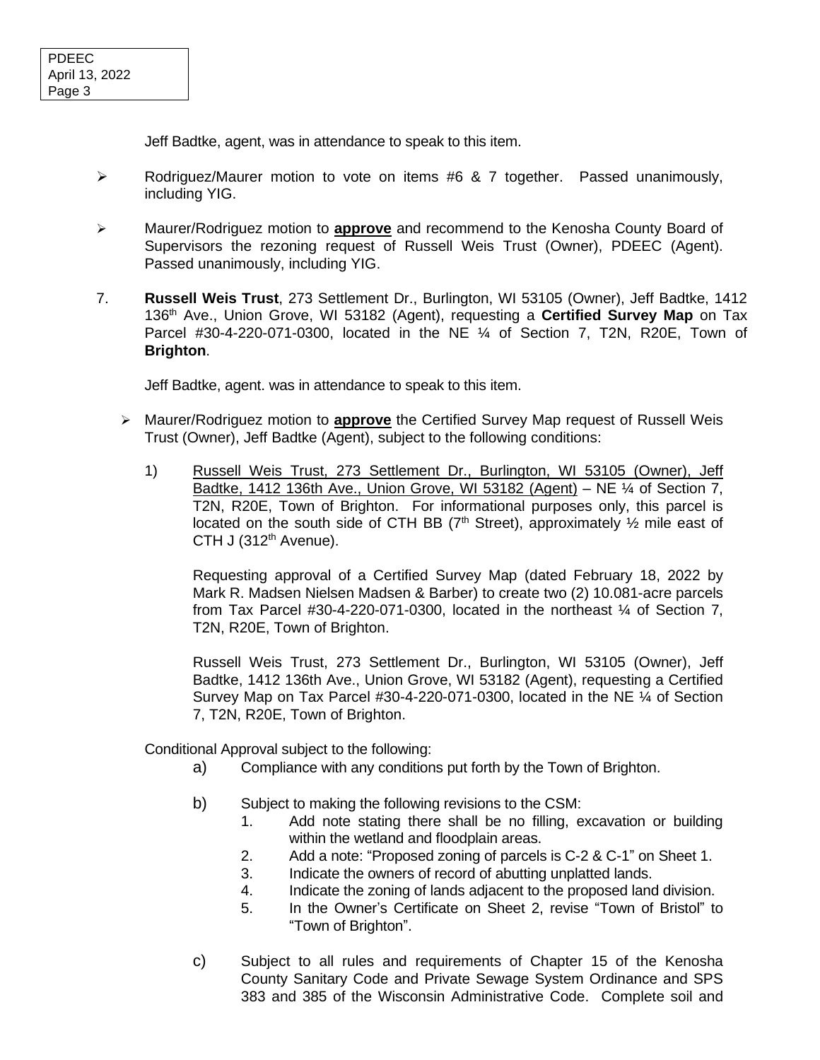Jeff Badtke, agent, was in attendance to speak to this item.

- Rodriguez/Maurer motion to vote on items #6 & 7 together. Passed unanimously, including YIG.

- Maurer/Rodriguez motion to **approve** and recommend to the Kenosha County Board of Supervisors the rezoning request of Russell Weis Trust (Owner), PDEEC (Agent). Passed unanimously, including YIG.

7. **Russell Weis Trust**, 273 Settlement Dr., Burlington, WI 53105 (Owner), Jeff Badtke, 1412 136th Ave., Union Grove, WI 53182 (Agent), requesting a **Certified Survey Map** on Tax Parcel #30-4-220-071-0300, located in the NE ¼ of Section 7, T2N, R20E, Town of **Brighton**.

   Jeff Badtke, agent. was in attendance to speak to this item.

   - Maurer/Rodriguez motion to **approve** the Certified Survey Map request of Russell Weis Trust (Owner), Jeff Badtke (Agent), subject to the following conditions:

     1) Russell Weis Trust, 273 Settlement Dr., Burlington, WI 53105 (Owner), Jeff Badtke, 1412 136th Ave., Union Grove, WI 53182 (Agent) – NE ¼ of Section 7, T2N, R20E, Town of Brighton. For informational purposes only, this parcel is located on the south side of CTH BB (7th Street), approximately ½ mile east of CTH J (312th Avenue).

        Requesting approval of a Certified Survey Map (dated February 18, 2022 by Mark R. Madsen Nielsen Madsen & Barber) to create two (2) 10.081-acre parcels from Tax Parcel #30-4-220-071-0300, located in the northeast ¼ of Section 7, T2N, R20E, Town of Brighton.

        Russell Weis Trust, 273 Settlement Dr., Burlington, WI 53105 (Owner), Jeff Badtke, 1412 136th Ave., Union Grove, WI 53182 (Agent), requesting a Certified Survey Map on Tax Parcel #30-4-220-071-0300, located in the NE ¼ of Section 7, T2N, R20E, Town of Brighton.

   Conditional Approval subject to the following:

   a) Compliance with any conditions put forth by the Town of Brighton.

   b) Subject to making the following revisions to the CSM:
      1. Add note stating there shall be no filling, excavation or building within the wetland and floodplain areas.
      2. Add a note: "Proposed zoning of parcels is C-2 & C-1" on Sheet 1.
      3. Indicate the owners of record of abutting unplatted lands.
      4. Indicate the zoning of lands adjacent to the proposed land division.
      5. In the Owner's Certificate on Sheet 2, revise "Town of Bristol" to "Town of Brighton".

   c) Subject to all rules and requirements of Chapter 15 of the Kenosha County Sanitary Code and Private Sewage System Ordinance and SPS 383 and 385 of the Wisconsin Administrative Code. Complete soil and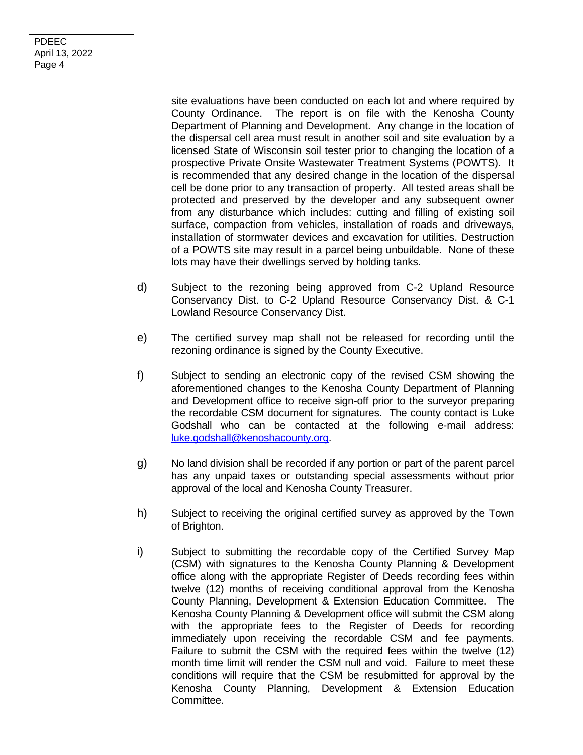site evaluations have been conducted on each lot and where required by County Ordinance. The report is on file with the Kenosha County Department of Planning and Development. Any change in the location of the dispersal cell area must result in another soil and site evaluation by a licensed State of Wisconsin soil tester prior to changing the location of a prospective Private Onsite Wastewater Treatment Systems (POWTS). It is recommended that any desired change in the location of the dispersal cell be done prior to any transaction of property. All tested areas shall be protected and preserved by the developer and any subsequent owner from any disturbance which includes: cutting and filling of existing soil surface, compaction from vehicles, installation of roads and driveways, installation of stormwater devices and excavation for utilities. Destruction of a POWTS site may result in a parcel being unbuildable. None of these lots may have their dwellings served by holding tanks.

d) Subject to the rezoning being approved from C-2 Upland Resource Conservancy Dist. to C-2 Upland Resource Conservancy Dist. & C-1 Lowland Resource Conservancy Dist.

e) The certified survey map shall not be released for recording until the rezoning ordinance is signed by the County Executive.

f) Subject to sending an electronic copy of the revised CSM showing the aforementioned changes to the Kenosha County Department of Planning and Development office to receive sign-off prior to the surveyor preparing the recordable CSM document for signatures. The county contact is Luke Godshall who can be contacted at the following e-mail address: luke.godshall@kenoshacounty.org.

g) No land division shall be recorded if any portion or part of the parent parcel has any unpaid taxes or outstanding special assessments without prior approval of the local and Kenosha County Treasurer.

h) Subject to receiving the original certified survey as approved by the Town of Brighton.

i) Subject to submitting the recordable copy of the Certified Survey Map (CSM) with signatures to the Kenosha County Planning & Development office along with the appropriate Register of Deeds recording fees within twelve (12) months of receiving conditional approval from the Kenosha County Planning, Development & Extension Education Committee. The Kenosha County Planning & Development office will submit the CSM along with the appropriate fees to the Register of Deeds for recording immediately upon receiving the recordable CSM and fee payments. Failure to submit the CSM with the required fees within the twelve (12) month time limit will render the CSM null and void. Failure to meet these conditions will require that the CSM be resubmitted for approval by the Kenosha County Planning, Development & Extension Education Committee.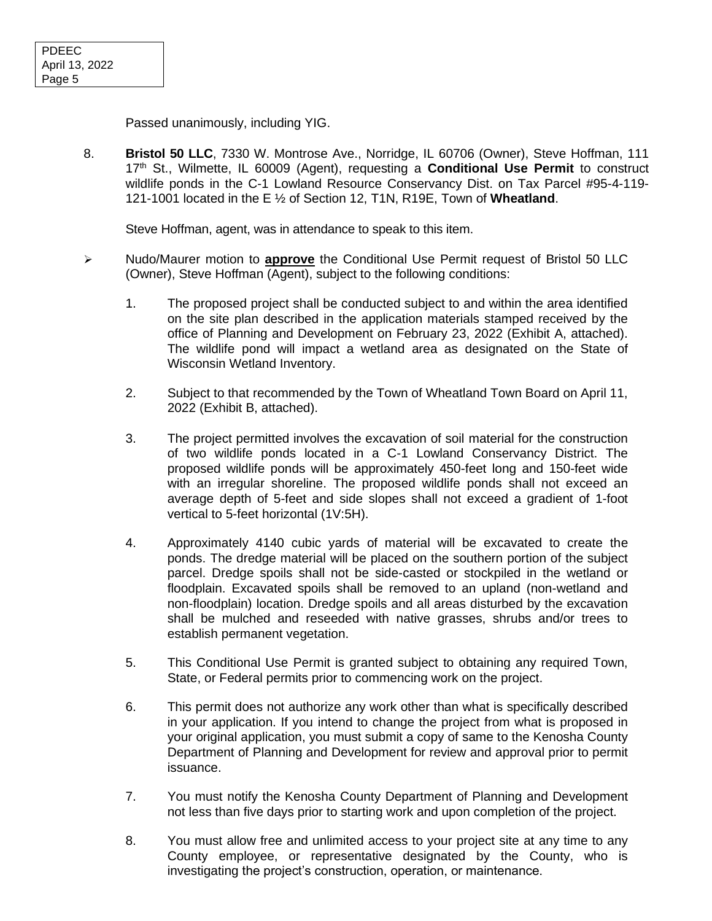Passed unanimously, including YIG.

8. **Bristol 50 LLC**, 7330 W. Montrose Ave., Norridge, IL 60706 (Owner), Steve Hoffman, 111 17th St., Wilmette, IL 60009 (Agent), requesting a **Conditional Use Permit** to construct wildlife ponds in the C-1 Lowland Resource Conservancy Dist. on Tax Parcel #95-4-119-121-1001 located in the E ½ of Section 12, T1N, R19E, Town of **Wheatland**.

   Steve Hoffman, agent, was in attendance to speak to this item.

- Nudo/Maurer motion to **approve** the Conditional Use Permit request of Bristol 50 LLC (Owner), Steve Hoffman (Agent), subject to the following conditions:

  1. The proposed project shall be conducted subject to and within the area identified on the site plan described in the application materials stamped received by the office of Planning and Development on February 23, 2022 (Exhibit A, attached). The wildlife pond will impact a wetland area as designated on the State of Wisconsin Wetland Inventory.

  2. Subject to that recommended by the Town of Wheatland Town Board on April 11, 2022 (Exhibit B, attached).

  3. The project permitted involves the excavation of soil material for the construction of two wildlife ponds located in a C-1 Lowland Conservancy District. The proposed wildlife ponds will be approximately 450-feet long and 150-feet wide with an irregular shoreline. The proposed wildlife ponds shall not exceed an average depth of 5-feet and side slopes shall not exceed a gradient of 1-foot vertical to 5-feet horizontal (1V:5H).

  4. Approximately 4140 cubic yards of material will be excavated to create the ponds. The dredge material will be placed on the southern portion of the subject parcel. Dredge spoils shall not be side-casted or stockpiled in the wetland or floodplain. Excavated spoils shall be removed to an upland (non-wetland and non-floodplain) location. Dredge spoils and all areas disturbed by the excavation shall be mulched and reseeded with native grasses, shrubs and/or trees to establish permanent vegetation.

  5. This Conditional Use Permit is granted subject to obtaining any required Town, State, or Federal permits prior to commencing work on the project.

  6. This permit does not authorize any work other than what is specifically described in your application. If you intend to change the project from what is proposed in your original application, you must submit a copy of same to the Kenosha County Department of Planning and Development for review and approval prior to permit issuance.

  7. You must notify the Kenosha County Department of Planning and Development not less than five days prior to starting work and upon completion of the project.

  8. You must allow free and unlimited access to your project site at any time to any County employee, or representative designated by the County, who is investigating the project's construction, operation, or maintenance.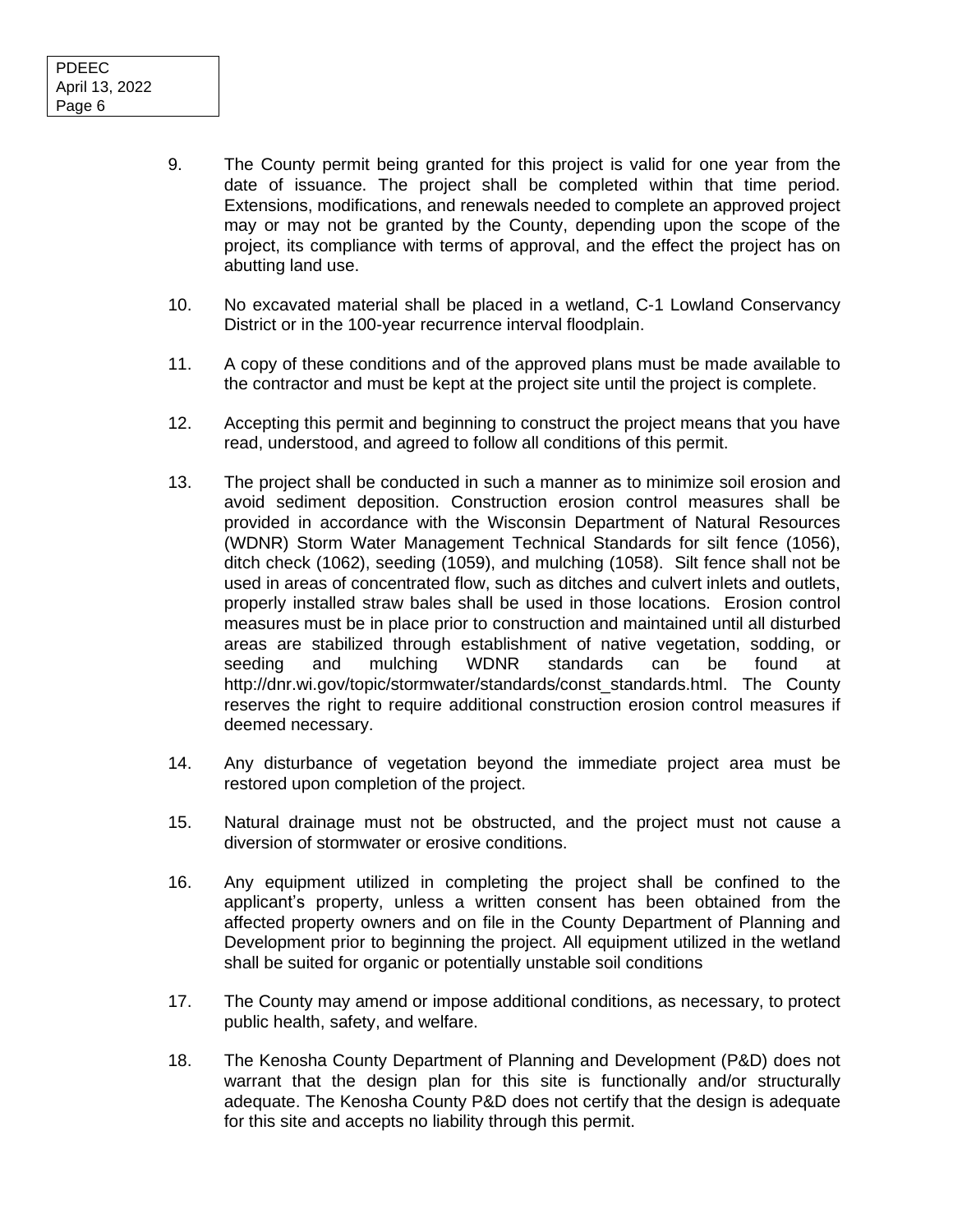9. The County permit being granted for this project is valid for one year from the date of issuance. The project shall be completed within that time period. Extensions, modifications, and renewals needed to complete an approved project may or may not be granted by the County, depending upon the scope of the project, its compliance with terms of approval, and the effect the project has on abutting land use.

10. No excavated material shall be placed in a wetland, C-1 Lowland Conservancy District or in the 100-year recurrence interval floodplain.

11. A copy of these conditions and of the approved plans must be made available to the contractor and must be kept at the project site until the project is complete.

12. Accepting this permit and beginning to construct the project means that you have read, understood, and agreed to follow all conditions of this permit.

13. The project shall be conducted in such a manner as to minimize soil erosion and avoid sediment deposition. Construction erosion control measures shall be provided in accordance with the Wisconsin Department of Natural Resources (WDNR) Storm Water Management Technical Standards for silt fence (1056), ditch check (1062), seeding (1059), and mulching (1058). Silt fence shall not be used in areas of concentrated flow, such as ditches and culvert inlets and outlets, properly installed straw bales shall be used in those locations. Erosion control measures must be in place prior to construction and maintained until all disturbed areas are stabilized through establishment of native vegetation, sodding, or seeding and mulching WDNR standards can be found at http://dnr.wi.gov/topic/stormwater/standards/const_standards.html. The County reserves the right to require additional construction erosion control measures if deemed necessary.

14. Any disturbance of vegetation beyond the immediate project area must be restored upon completion of the project.

15. Natural drainage must not be obstructed, and the project must not cause a diversion of stormwater or erosive conditions.

16. Any equipment utilized in completing the project shall be confined to the applicant's property, unless a written consent has been obtained from the affected property owners and on file in the County Department of Planning and Development prior to beginning the project. All equipment utilized in the wetland shall be suited for organic or potentially unstable soil conditions

17. The County may amend or impose additional conditions, as necessary, to protect public health, safety, and welfare.

18. The Kenosha County Department of Planning and Development (P&D) does not warrant that the design plan for this site is functionally and/or structurally adequate. The Kenosha County P&D does not certify that the design is adequate for this site and accepts no liability through this permit.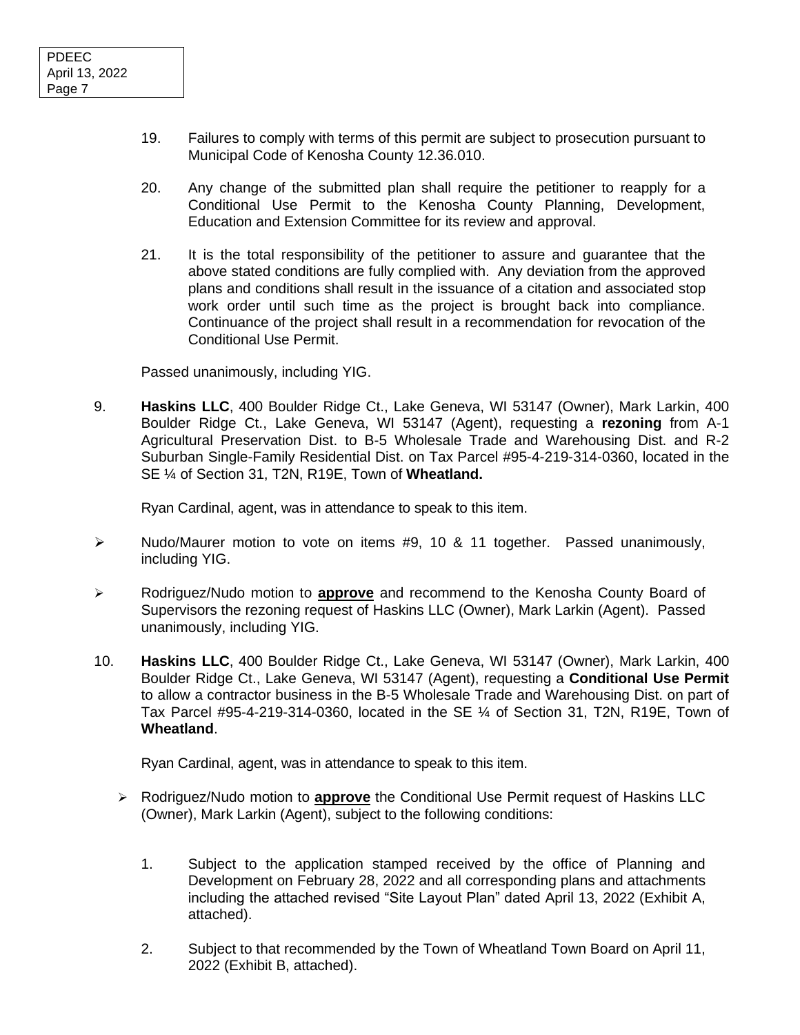19. Failures to comply with terms of this permit are subject to prosecution pursuant to Municipal Code of Kenosha County 12.36.010.

20. Any change of the submitted plan shall require the petitioner to reapply for a Conditional Use Permit to the Kenosha County Planning, Development, Education and Extension Committee for its review and approval.

21. It is the total responsibility of the petitioner to assure and guarantee that the above stated conditions are fully complied with. Any deviation from the approved plans and conditions shall result in the issuance of a citation and associated stop work order until such time as the project is brought back into compliance. Continuance of the project shall result in a recommendation for revocation of the Conditional Use Permit.

Passed unanimously, including YIG.

9. **Haskins LLC**, 400 Boulder Ridge Ct., Lake Geneva, WI 53147 (Owner), Mark Larkin, 400 Boulder Ridge Ct., Lake Geneva, WI 53147 (Agent), requesting a **rezoning** from A-1 Agricultural Preservation Dist. to B-5 Wholesale Trade and Warehousing Dist. and R-2 Suburban Single-Family Residential Dist. on Tax Parcel #95-4-219-314-0360, located in the SE ¼ of Section 31, T2N, R19E, Town of **Wheatland.**

Ryan Cardinal, agent, was in attendance to speak to this item.

- Nudo/Maurer motion to vote on items #9, 10 & 11 together. Passed unanimously, including YIG.
- Rodriguez/Nudo motion to **approve** and recommend to the Kenosha County Board of Supervisors the rezoning request of Haskins LLC (Owner), Mark Larkin (Agent). Passed unanimously, including YIG.

10. **Haskins LLC**, 400 Boulder Ridge Ct., Lake Geneva, WI 53147 (Owner), Mark Larkin, 400 Boulder Ridge Ct., Lake Geneva, WI 53147 (Agent), requesting a **Conditional Use Permit** to allow a contractor business in the B-5 Wholesale Trade and Warehousing Dist. on part of Tax Parcel #95-4-219-314-0360, located in the SE ¼ of Section 31, T2N, R19E, Town of **Wheatland**.

Ryan Cardinal, agent, was in attendance to speak to this item.

- Rodriguez/Nudo motion to **approve** the Conditional Use Permit request of Haskins LLC (Owner), Mark Larkin (Agent), subject to the following conditions:

1. Subject to the application stamped received by the office of Planning and Development on February 28, 2022 and all corresponding plans and attachments including the attached revised "Site Layout Plan" dated April 13, 2022 (Exhibit A, attached).

2. Subject to that recommended by the Town of Wheatland Town Board on April 11, 2022 (Exhibit B, attached).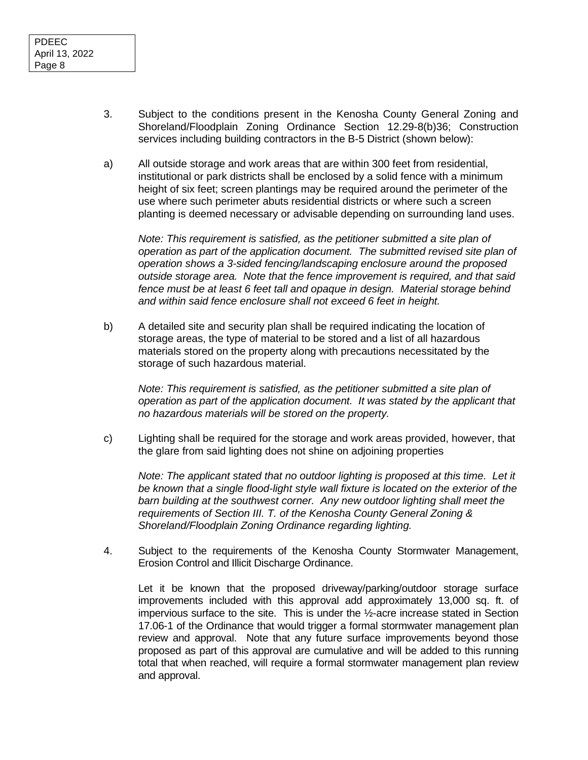3. Subject to the conditions present in the Kenosha County General Zoning and Shoreland/Floodplain Zoning Ordinance Section 12.29-8(b)36; Construction services including building contractors in the B-5 District (shown below):

a) All outside storage and work areas that are within 300 feet from residential, institutional or park districts shall be enclosed by a solid fence with a minimum height of six feet; screen plantings may be required around the perimeter of the use where such perimeter abuts residential districts or where such a screen planting is deemed necessary or advisable depending on surrounding land uses.

   *Note: This requirement is satisfied, as the petitioner submitted a site plan of operation as part of the application document. The submitted revised site plan of operation shows a 3-sided fencing/landscaping enclosure around the proposed outside storage area. Note that the fence improvement is required, and that said fence must be at least 6 feet tall and opaque in design. Material storage behind and within said fence enclosure shall not exceed 6 feet in height.*

b) A detailed site and security plan shall be required indicating the location of storage areas, the type of material to be stored and a list of all hazardous materials stored on the property along with precautions necessitated by the storage of such hazardous material.

   *Note: This requirement is satisfied, as the petitioner submitted a site plan of operation as part of the application document. It was stated by the applicant that no hazardous materials will be stored on the property.*

c) Lighting shall be required for the storage and work areas provided, however, that the glare from said lighting does not shine on adjoining properties

   *Note: The applicant stated that no outdoor lighting is proposed at this time. Let it be known that a single flood-light style wall fixture is located on the exterior of the barn building at the southwest corner. Any new outdoor lighting shall meet the requirements of Section III. T. of the Kenosha County General Zoning & Shoreland/Floodplain Zoning Ordinance regarding lighting.*

4. Subject to the requirements of the Kenosha County Stormwater Management, Erosion Control and Illicit Discharge Ordinance.

   Let it be known that the proposed driveway/parking/outdoor storage surface improvements included with this approval add approximately 13,000 sq. ft. of impervious surface to the site. This is under the ½-acre increase stated in Section 17.06-1 of the Ordinance that would trigger a formal stormwater management plan review and approval. Note that any future surface improvements beyond those proposed as part of this approval are cumulative and will be added to this running total that when reached, will require a formal stormwater management plan review and approval.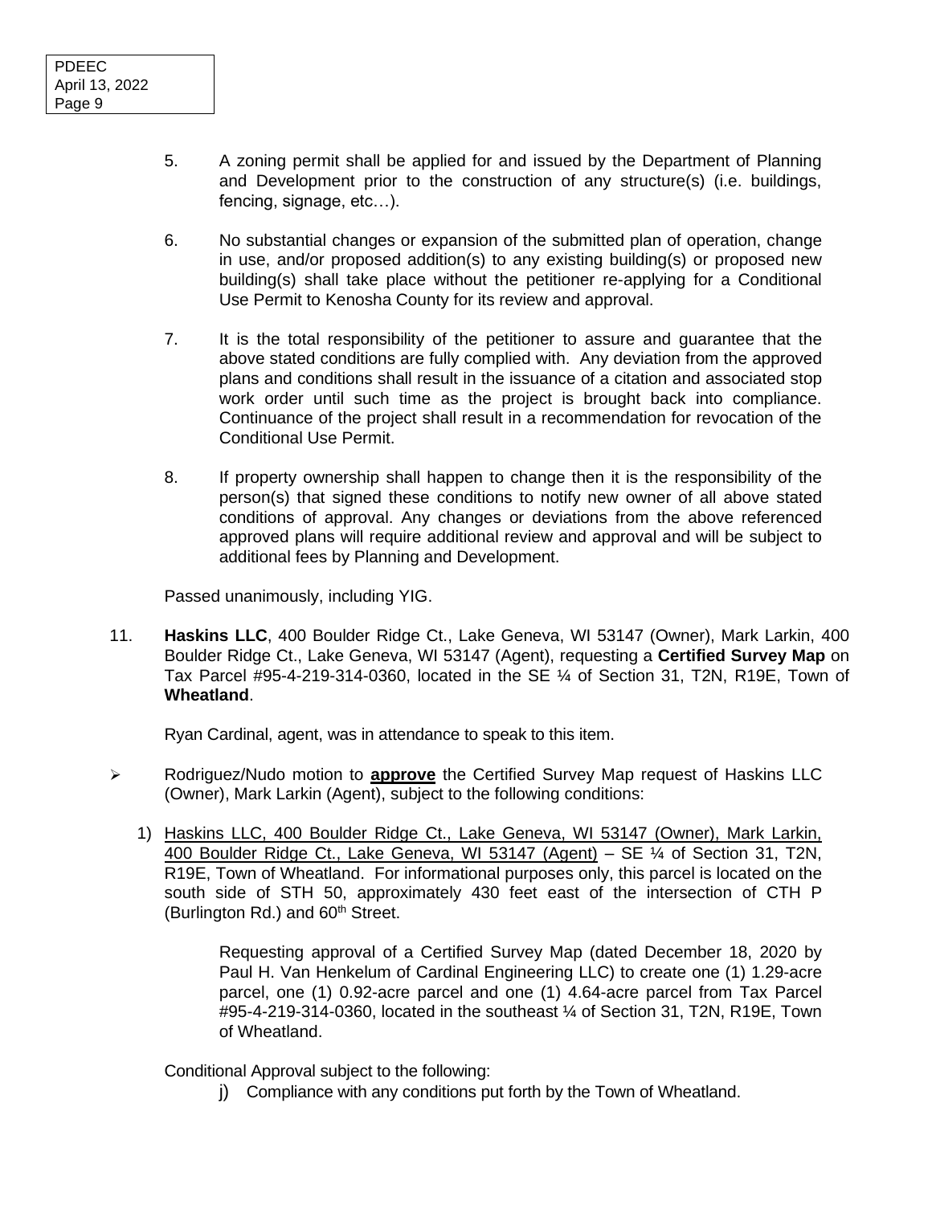5. A zoning permit shall be applied for and issued by the Department of Planning and Development prior to the construction of any structure(s) (i.e. buildings, fencing, signage, etc…).

6. No substantial changes or expansion of the submitted plan of operation, change in use, and/or proposed addition(s) to any existing building(s) or proposed new building(s) shall take place without the petitioner re-applying for a Conditional Use Permit to Kenosha County for its review and approval.

7. It is the total responsibility of the petitioner to assure and guarantee that the above stated conditions are fully complied with. Any deviation from the approved plans and conditions shall result in the issuance of a citation and associated stop work order until such time as the project is brought back into compliance. Continuance of the project shall result in a recommendation for revocation of the Conditional Use Permit.

8. If property ownership shall happen to change then it is the responsibility of the person(s) that signed these conditions to notify new owner of all above stated conditions of approval. Any changes or deviations from the above referenced approved plans will require additional review and approval and will be subject to additional fees by Planning and Development.

Passed unanimously, including YIG.

11. **Haskins LLC**, 400 Boulder Ridge Ct., Lake Geneva, WI 53147 (Owner), Mark Larkin, 400 Boulder Ridge Ct., Lake Geneva, WI 53147 (Agent), requesting a **Certified Survey Map** on Tax Parcel #95-4-219-314-0360, located in the SE ¼ of Section 31, T2N, R19E, Town of **Wheatland**.

Ryan Cardinal, agent, was in attendance to speak to this item.

- Rodriguez/Nudo motion to **approve** the Certified Survey Map request of Haskins LLC (Owner), Mark Larkin (Agent), subject to the following conditions:

1) Haskins LLC, 400 Boulder Ridge Ct., Lake Geneva, WI 53147 (Owner), Mark Larkin, 400 Boulder Ridge Ct., Lake Geneva, WI 53147 (Agent) – SE ¼ of Section 31, T2N, R19E, Town of Wheatland. For informational purposes only, this parcel is located on the south side of STH 50, approximately 430 feet east of the intersection of CTH P (Burlington Rd.) and 60th Street.

Requesting approval of a Certified Survey Map (dated December 18, 2020 by Paul H. Van Henkelum of Cardinal Engineering LLC) to create one (1) 1.29-acre parcel, one (1) 0.92-acre parcel and one (1) 4.64-acre parcel from Tax Parcel #95-4-219-314-0360, located in the southeast ¼ of Section 31, T2N, R19E, Town of Wheatland.

Conditional Approval subject to the following:

j) Compliance with any conditions put forth by the Town of Wheatland.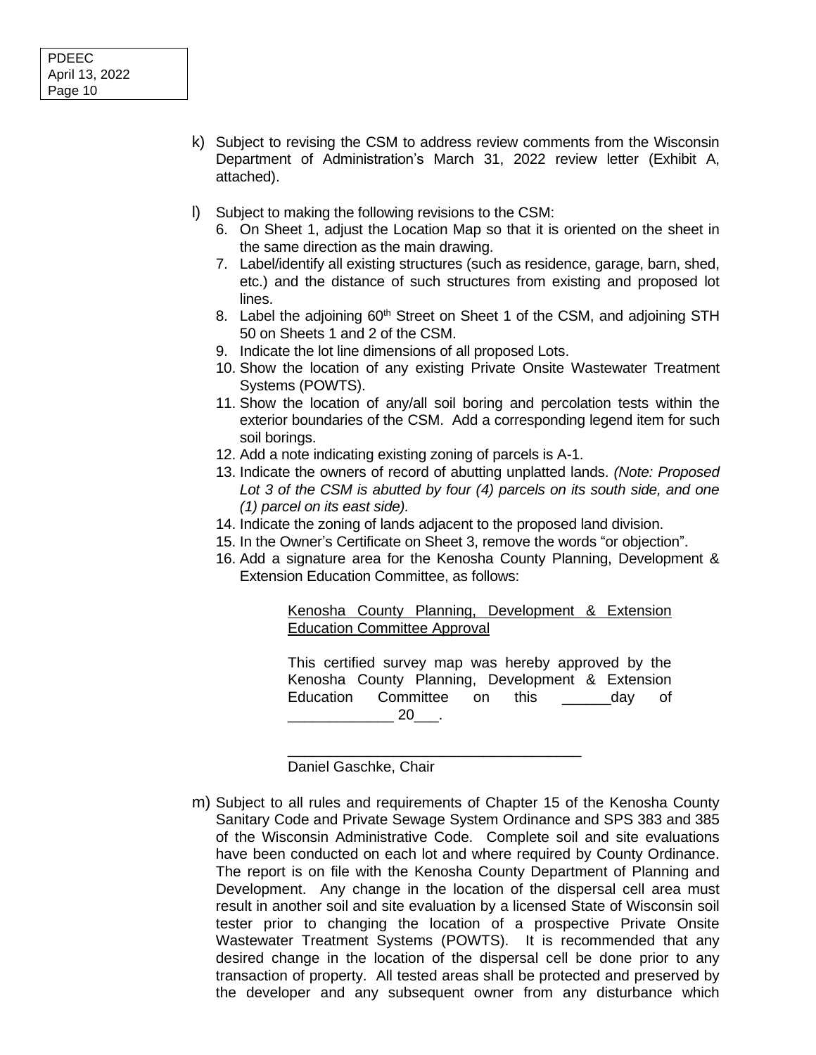k) Subject to revising the CSM to address review comments from the Wisconsin Department of Administration's March 31, 2022 review letter (Exhibit A, attached).

l) Subject to making the following revisions to the CSM:

6. On Sheet 1, adjust the Location Map so that it is oriented on the sheet in the same direction as the main drawing.
7. Label/identify all existing structures (such as residence, garage, barn, shed, etc.) and the distance of such structures from existing and proposed lot lines.
8. Label the adjoining 60th Street on Sheet 1 of the CSM, and adjoining STH 50 on Sheets 1 and 2 of the CSM.
9. Indicate the lot line dimensions of all proposed Lots.
10. Show the location of any existing Private Onsite Wastewater Treatment Systems (POWTS).
11. Show the location of any/all soil boring and percolation tests within the exterior boundaries of the CSM. Add a corresponding legend item for such soil borings.
12. Add a note indicating existing zoning of parcels is A-1.
13. Indicate the owners of record of abutting unplatted lands. *(Note: Proposed Lot 3 of the CSM is abutted by four (4) parcels on its south side, and one (1) parcel on its east side).*
14. Indicate the zoning of lands adjacent to the proposed land division.
15. In the Owner's Certificate on Sheet 3, remove the words "or objection".
16. Add a signature area for the Kenosha County Planning, Development & Extension Education Committee, as follows:

> <u>Kenosha County Planning, Development & Extension Education Committee Approval</u>
>
> This certified survey map was hereby approved by the Kenosha County Planning, Development & Extension Education Committee on this ______day of _____________ 20___.
>
> ____________________________________
> Daniel Gaschke, Chair

m) Subject to all rules and requirements of Chapter 15 of the Kenosha County Sanitary Code and Private Sewage System Ordinance and SPS 383 and 385 of the Wisconsin Administrative Code. Complete soil and site evaluations have been conducted on each lot and where required by County Ordinance. The report is on file with the Kenosha County Department of Planning and Development. Any change in the location of the dispersal cell area must result in another soil and site evaluation by a licensed State of Wisconsin soil tester prior to changing the location of a prospective Private Onsite Wastewater Treatment Systems (POWTS). It is recommended that any desired change in the location of the dispersal cell be done prior to any transaction of property. All tested areas shall be protected and preserved by the developer and any subsequent owner from any disturbance which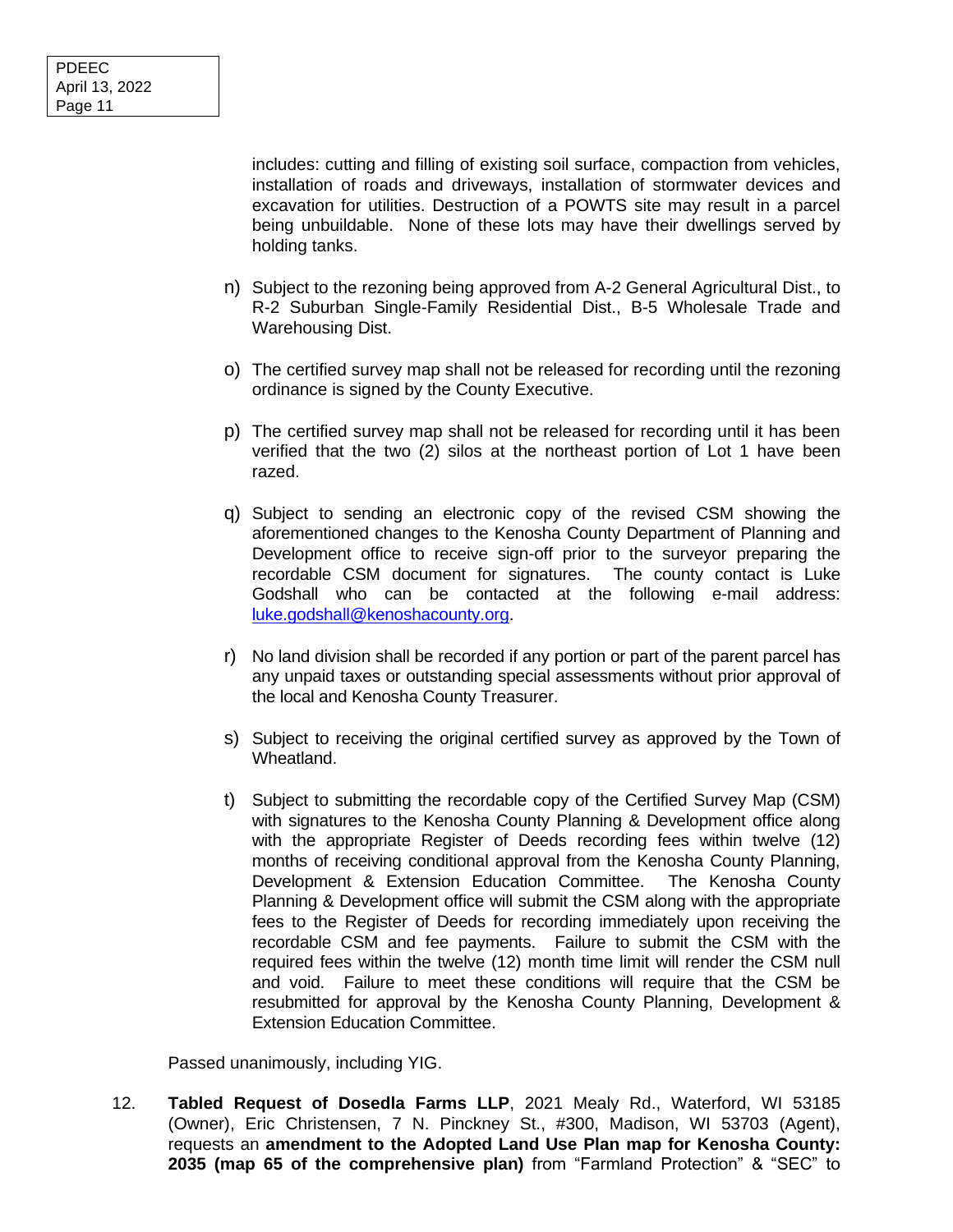includes: cutting and filling of existing soil surface, compaction from vehicles, installation of roads and driveways, installation of stormwater devices and excavation for utilities. Destruction of a POWTS site may result in a parcel being unbuildable. None of these lots may have their dwellings served by holding tanks.

n) Subject to the rezoning being approved from A-2 General Agricultural Dist., to R-2 Suburban Single-Family Residential Dist., B-5 Wholesale Trade and Warehousing Dist.

o) The certified survey map shall not be released for recording until the rezoning ordinance is signed by the County Executive.

p) The certified survey map shall not be released for recording until it has been verified that the two (2) silos at the northeast portion of Lot 1 have been razed.

q) Subject to sending an electronic copy of the revised CSM showing the aforementioned changes to the Kenosha County Department of Planning and Development office to receive sign-off prior to the surveyor preparing the recordable CSM document for signatures. The county contact is Luke Godshall who can be contacted at the following e-mail address: luke.godshall@kenoshacounty.org.

r) No land division shall be recorded if any portion or part of the parent parcel has any unpaid taxes or outstanding special assessments without prior approval of the local and Kenosha County Treasurer.

s) Subject to receiving the original certified survey as approved by the Town of Wheatland.

t) Subject to submitting the recordable copy of the Certified Survey Map (CSM) with signatures to the Kenosha County Planning & Development office along with the appropriate Register of Deeds recording fees within twelve (12) months of receiving conditional approval from the Kenosha County Planning, Development & Extension Education Committee. The Kenosha County Planning & Development office will submit the CSM along with the appropriate fees to the Register of Deeds for recording immediately upon receiving the recordable CSM and fee payments. Failure to submit the CSM with the required fees within the twelve (12) month time limit will render the CSM null and void. Failure to meet these conditions will require that the CSM be resubmitted for approval by the Kenosha County Planning, Development & Extension Education Committee.

Passed unanimously, including YIG.

12. **Tabled Request of Dosedla Farms LLP**, 2021 Mealy Rd., Waterford, WI 53185 (Owner), Eric Christensen, 7 N. Pinckney St., #300, Madison, WI 53703 (Agent), requests an **amendment to the Adopted Land Use Plan map for Kenosha County: 2035 (map 65 of the comprehensive plan)** from "Farmland Protection" & "SEC" to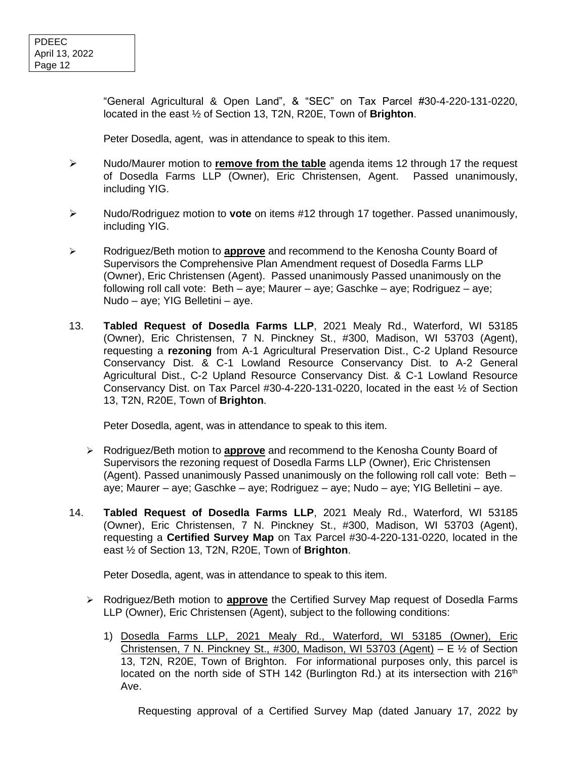"General Agricultural & Open Land", & "SEC" on Tax Parcel #30-4-220-131-0220, located in the east ½ of Section 13, T2N, R20E, Town of **Brighton**.

Peter Dosedla, agent, was in attendance to speak to this item.

- Nudo/Maurer motion to **remove from the table** agenda items 12 through 17 the request of Dosedla Farms LLP (Owner), Eric Christensen, Agent. Passed unanimously, including YIG.
- Nudo/Rodriguez motion to **vote** on items #12 through 17 together. Passed unanimously, including YIG.
- Rodriguez/Beth motion to **approve** and recommend to the Kenosha County Board of Supervisors the Comprehensive Plan Amendment request of Dosedla Farms LLP (Owner), Eric Christensen (Agent). Passed unanimously Passed unanimously on the following roll call vote: Beth – aye; Maurer – aye; Gaschke – aye; Rodriguez – aye; Nudo – aye; YIG Belletini – aye.

13. **Tabled Request of Dosedla Farms LLP**, 2021 Mealy Rd., Waterford, WI 53185 (Owner), Eric Christensen, 7 N. Pinckney St., #300, Madison, WI 53703 (Agent), requesting a **rezoning** from A-1 Agricultural Preservation Dist., C-2 Upland Resource Conservancy Dist. & C-1 Lowland Resource Conservancy Dist. to A-2 General Agricultural Dist., C-2 Upland Resource Conservancy Dist. & C-1 Lowland Resource Conservancy Dist. on Tax Parcel #30-4-220-131-0220, located in the east ½ of Section 13, T2N, R20E, Town of **Brighton**.

    Peter Dosedla, agent, was in attendance to speak to this item.

    - Rodriguez/Beth motion to **approve** and recommend to the Kenosha County Board of Supervisors the rezoning request of Dosedla Farms LLP (Owner), Eric Christensen (Agent). Passed unanimously Passed unanimously on the following roll call vote: Beth – aye; Maurer – aye; Gaschke – aye; Rodriguez – aye; Nudo – aye; YIG Belletini – aye.

14. **Tabled Request of Dosedla Farms LLP**, 2021 Mealy Rd., Waterford, WI 53185 (Owner), Eric Christensen, 7 N. Pinckney St., #300, Madison, WI 53703 (Agent), requesting a **Certified Survey Map** on Tax Parcel #30-4-220-131-0220, located in the east ½ of Section 13, T2N, R20E, Town of **Brighton**.

    Peter Dosedla, agent, was in attendance to speak to this item.

    - Rodriguez/Beth motion to **approve** the Certified Survey Map request of Dosedla Farms LLP (Owner), Eric Christensen (Agent), subject to the following conditions:

        1) Dosedla Farms LLP, 2021 Mealy Rd., Waterford, WI 53185 (Owner), Eric Christensen, 7 N. Pinckney St., #300, Madison, WI 53703 (Agent) – E ½ of Section 13, T2N, R20E, Town of Brighton. For informational purposes only, this parcel is located on the north side of STH 142 (Burlington Rd.) at its intersection with 216th Ave.

            Requesting approval of a Certified Survey Map (dated January 17, 2022 by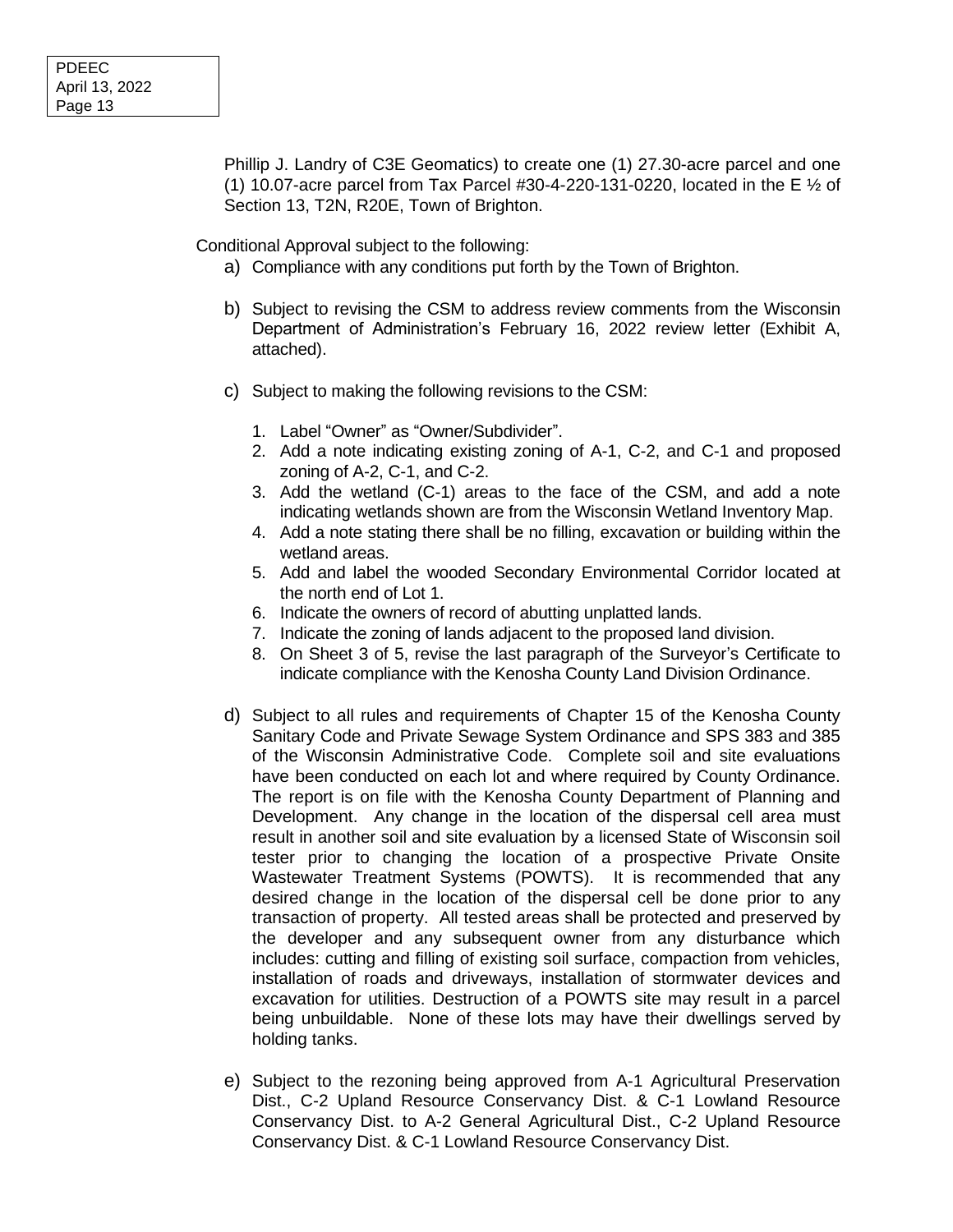Phillip J. Landry of C3E Geomatics) to create one (1) 27.30-acre parcel and one (1) 10.07-acre parcel from Tax Parcel #30-4-220-131-0220, located in the E ½ of Section 13, T2N, R20E, Town of Brighton.

Conditional Approval subject to the following:

a) Compliance with any conditions put forth by the Town of Brighton.

b) Subject to revising the CSM to address review comments from the Wisconsin Department of Administration's February 16, 2022 review letter (Exhibit A, attached).

c) Subject to making the following revisions to the CSM:

   1. Label "Owner" as "Owner/Subdivider".
   2. Add a note indicating existing zoning of A-1, C-2, and C-1 and proposed zoning of A-2, C-1, and C-2.
   3. Add the wetland (C-1) areas to the face of the CSM, and add a note indicating wetlands shown are from the Wisconsin Wetland Inventory Map.
   4. Add a note stating there shall be no filling, excavation or building within the wetland areas.
   5. Add and label the wooded Secondary Environmental Corridor located at the north end of Lot 1.
   6. Indicate the owners of record of abutting unplatted lands.
   7. Indicate the zoning of lands adjacent to the proposed land division.
   8. On Sheet 3 of 5, revise the last paragraph of the Surveyor's Certificate to indicate compliance with the Kenosha County Land Division Ordinance.

d) Subject to all rules and requirements of Chapter 15 of the Kenosha County Sanitary Code and Private Sewage System Ordinance and SPS 383 and 385 of the Wisconsin Administrative Code. Complete soil and site evaluations have been conducted on each lot and where required by County Ordinance. The report is on file with the Kenosha County Department of Planning and Development. Any change in the location of the dispersal cell area must result in another soil and site evaluation by a licensed State of Wisconsin soil tester prior to changing the location of a prospective Private Onsite Wastewater Treatment Systems (POWTS). It is recommended that any desired change in the location of the dispersal cell be done prior to any transaction of property. All tested areas shall be protected and preserved by the developer and any subsequent owner from any disturbance which includes: cutting and filling of existing soil surface, compaction from vehicles, installation of roads and driveways, installation of stormwater devices and excavation for utilities. Destruction of a POWTS site may result in a parcel being unbuildable. None of these lots may have their dwellings served by holding tanks.

e) Subject to the rezoning being approved from A-1 Agricultural Preservation Dist., C-2 Upland Resource Conservancy Dist. & C-1 Lowland Resource Conservancy Dist. to A-2 General Agricultural Dist., C-2 Upland Resource Conservancy Dist. & C-1 Lowland Resource Conservancy Dist.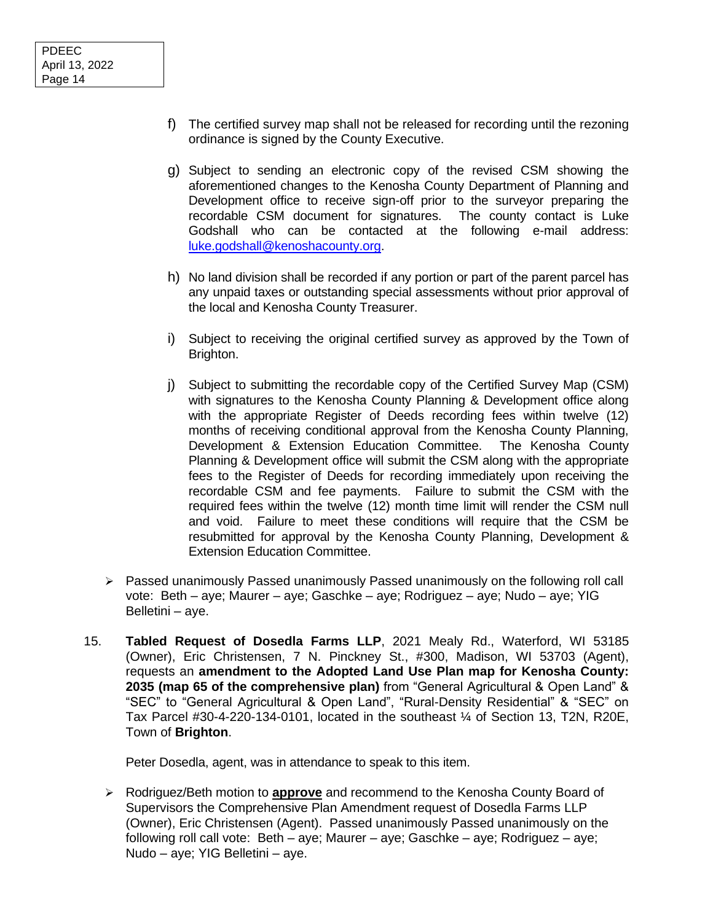f) The certified survey map shall not be released for recording until the rezoning ordinance is signed by the County Executive.

g) Subject to sending an electronic copy of the revised CSM showing the aforementioned changes to the Kenosha County Department of Planning and Development office to receive sign-off prior to the surveyor preparing the recordable CSM document for signatures. The county contact is Luke Godshall who can be contacted at the following e-mail address: luke.godshall@kenoshacounty.org.

h) No land division shall be recorded if any portion or part of the parent parcel has any unpaid taxes or outstanding special assessments without prior approval of the local and Kenosha County Treasurer.

i) Subject to receiving the original certified survey as approved by the Town of Brighton.

j) Subject to submitting the recordable copy of the Certified Survey Map (CSM) with signatures to the Kenosha County Planning & Development office along with the appropriate Register of Deeds recording fees within twelve (12) months of receiving conditional approval from the Kenosha County Planning, Development & Extension Education Committee. The Kenosha County Planning & Development office will submit the CSM along with the appropriate fees to the Register of Deeds for recording immediately upon receiving the recordable CSM and fee payments. Failure to submit the CSM with the required fees within the twelve (12) month time limit will render the CSM null and void. Failure to meet these conditions will require that the CSM be resubmitted for approval by the Kenosha County Planning, Development & Extension Education Committee.

- Passed unanimously Passed unanimously Passed unanimously on the following roll call vote: Beth – aye; Maurer – aye; Gaschke – aye; Rodriguez – aye; Nudo – aye; YIG Belletini – aye.

15. **Tabled Request of Dosedla Farms LLP**, 2021 Mealy Rd., Waterford, WI 53185 (Owner), Eric Christensen, 7 N. Pinckney St., #300, Madison, WI 53703 (Agent), requests an **amendment to the Adopted Land Use Plan map for Kenosha County: 2035 (map 65 of the comprehensive plan)** from "General Agricultural & Open Land" & "SEC" to "General Agricultural & Open Land", "Rural-Density Residential" & "SEC" on Tax Parcel #30-4-220-134-0101, located in the southeast ¼ of Section 13, T2N, R20E, Town of **Brighton**.

   Peter Dosedla, agent, was in attendance to speak to this item.

   - Rodriguez/Beth motion to **approve** and recommend to the Kenosha County Board of Supervisors the Comprehensive Plan Amendment request of Dosedla Farms LLP (Owner), Eric Christensen (Agent). Passed unanimously Passed unanimously on the following roll call vote: Beth – aye; Maurer – aye; Gaschke – aye; Rodriguez – aye; Nudo – aye; YIG Belletini – aye.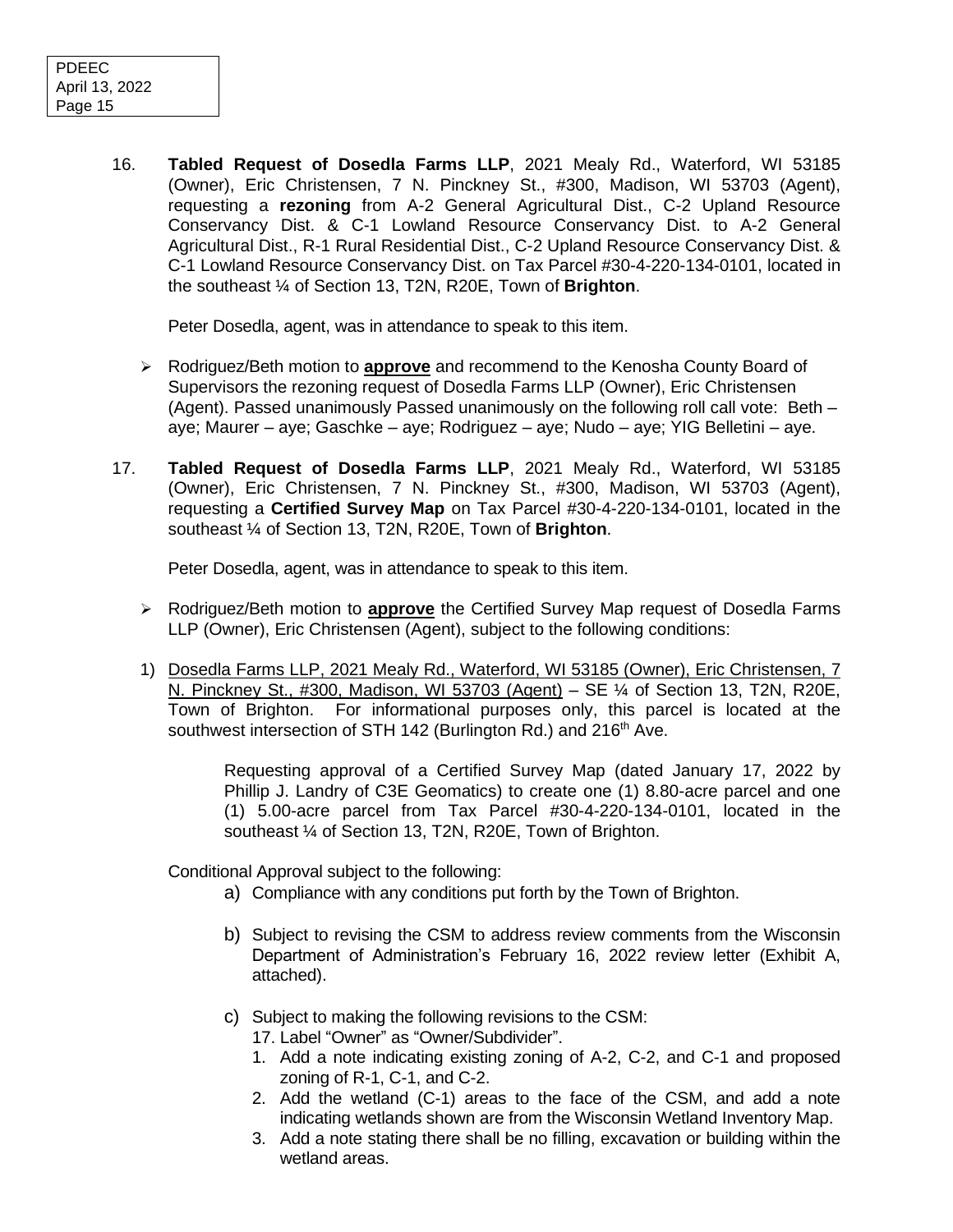16. **Tabled Request of Dosedla Farms LLP**, 2021 Mealy Rd., Waterford, WI 53185 (Owner), Eric Christensen, 7 N. Pinckney St., #300, Madison, WI 53703 (Agent), requesting a **rezoning** from A-2 General Agricultural Dist., C-2 Upland Resource Conservancy Dist. & C-1 Lowland Resource Conservancy Dist. to A-2 General Agricultural Dist., R-1 Rural Residential Dist., C-2 Upland Resource Conservancy Dist. & C-1 Lowland Resource Conservancy Dist. on Tax Parcel #30-4-220-134-0101, located in the southeast ¼ of Section 13, T2N, R20E, Town of **Brighton**.

   Peter Dosedla, agent, was in attendance to speak to this item.

   - Rodriguez/Beth motion to **approve** and recommend to the Kenosha County Board of Supervisors the rezoning request of Dosedla Farms LLP (Owner), Eric Christensen (Agent). Passed unanimously Passed unanimously on the following roll call vote: Beth – aye; Maurer – aye; Gaschke – aye; Rodriguez – aye; Nudo – aye; YIG Belletini – aye.

17. **Tabled Request of Dosedla Farms LLP**, 2021 Mealy Rd., Waterford, WI 53185 (Owner), Eric Christensen, 7 N. Pinckney St., #300, Madison, WI 53703 (Agent), requesting a **Certified Survey Map** on Tax Parcel #30-4-220-134-0101, located in the southeast ¼ of Section 13, T2N, R20E, Town of **Brighton**.

   Peter Dosedla, agent, was in attendance to speak to this item.

   - Rodriguez/Beth motion to **approve** the Certified Survey Map request of Dosedla Farms LLP (Owner), Eric Christensen (Agent), subject to the following conditions:

   1) Dosedla Farms LLP, 2021 Mealy Rd., Waterford, WI 53185 (Owner), Eric Christensen, 7 N. Pinckney St., #300, Madison, WI 53703 (Agent) – SE ¼ of Section 13, T2N, R20E, Town of Brighton. For informational purposes only, this parcel is located at the southwest intersection of STH 142 (Burlington Rd.) and 216th Ave.

      Requesting approval of a Certified Survey Map (dated January 17, 2022 by Phillip J. Landry of C3E Geomatics) to create one (1) 8.80-acre parcel and one (1) 5.00-acre parcel from Tax Parcel #30-4-220-134-0101, located in the southeast ¼ of Section 13, T2N, R20E, Town of Brighton.

   Conditional Approval subject to the following:

   a) Compliance with any conditions put forth by the Town of Brighton.

   b) Subject to revising the CSM to address review comments from the Wisconsin Department of Administration's February 16, 2022 review letter (Exhibit A, attached).

   c) Subject to making the following revisions to the CSM:

      17. Label "Owner" as "Owner/Subdivider".

      1. Add a note indicating existing zoning of A-2, C-2, and C-1 and proposed zoning of R-1, C-1, and C-2.
      2. Add the wetland (C-1) areas to the face of the CSM, and add a note indicating wetlands shown are from the Wisconsin Wetland Inventory Map.
      3. Add a note stating there shall be no filling, excavation or building within the wetland areas.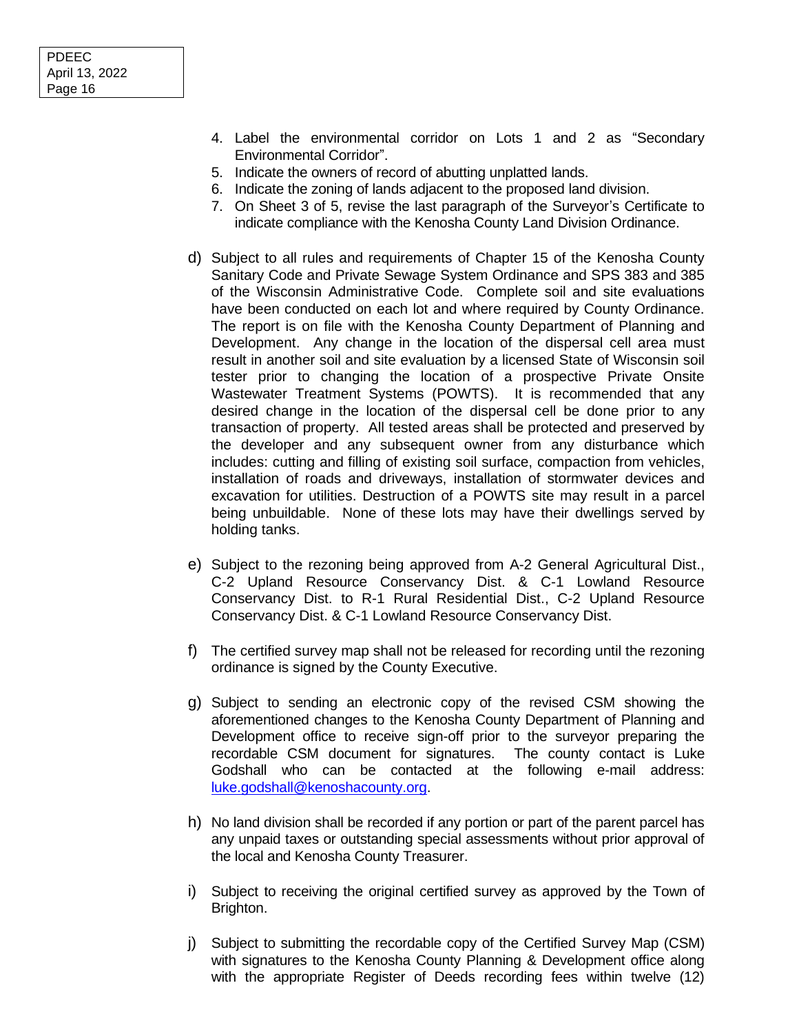4. Label the environmental corridor on Lots 1 and 2 as "Secondary Environmental Corridor".
5. Indicate the owners of record of abutting unplatted lands.
6. Indicate the zoning of lands adjacent to the proposed land division.
7. On Sheet 3 of 5, revise the last paragraph of the Surveyor's Certificate to indicate compliance with the Kenosha County Land Division Ordinance.

d) Subject to all rules and requirements of Chapter 15 of the Kenosha County Sanitary Code and Private Sewage System Ordinance and SPS 383 and 385 of the Wisconsin Administrative Code. Complete soil and site evaluations have been conducted on each lot and where required by County Ordinance. The report is on file with the Kenosha County Department of Planning and Development. Any change in the location of the dispersal cell area must result in another soil and site evaluation by a licensed State of Wisconsin soil tester prior to changing the location of a prospective Private Onsite Wastewater Treatment Systems (POWTS). It is recommended that any desired change in the location of the dispersal cell be done prior to any transaction of property. All tested areas shall be protected and preserved by the developer and any subsequent owner from any disturbance which includes: cutting and filling of existing soil surface, compaction from vehicles, installation of roads and driveways, installation of stormwater devices and excavation for utilities. Destruction of a POWTS site may result in a parcel being unbuildable. None of these lots may have their dwellings served by holding tanks.

e) Subject to the rezoning being approved from A-2 General Agricultural Dist., C-2 Upland Resource Conservancy Dist. & C-1 Lowland Resource Conservancy Dist. to R-1 Rural Residential Dist., C-2 Upland Resource Conservancy Dist. & C-1 Lowland Resource Conservancy Dist.

f) The certified survey map shall not be released for recording until the rezoning ordinance is signed by the County Executive.

g) Subject to sending an electronic copy of the revised CSM showing the aforementioned changes to the Kenosha County Department of Planning and Development office to receive sign-off prior to the surveyor preparing the recordable CSM document for signatures. The county contact is Luke Godshall who can be contacted at the following e-mail address: luke.godshall@kenoshacounty.org.

h) No land division shall be recorded if any portion or part of the parent parcel has any unpaid taxes or outstanding special assessments without prior approval of the local and Kenosha County Treasurer.

i) Subject to receiving the original certified survey as approved by the Town of Brighton.

j) Subject to submitting the recordable copy of the Certified Survey Map (CSM) with signatures to the Kenosha County Planning & Development office along with the appropriate Register of Deeds recording fees within twelve (12)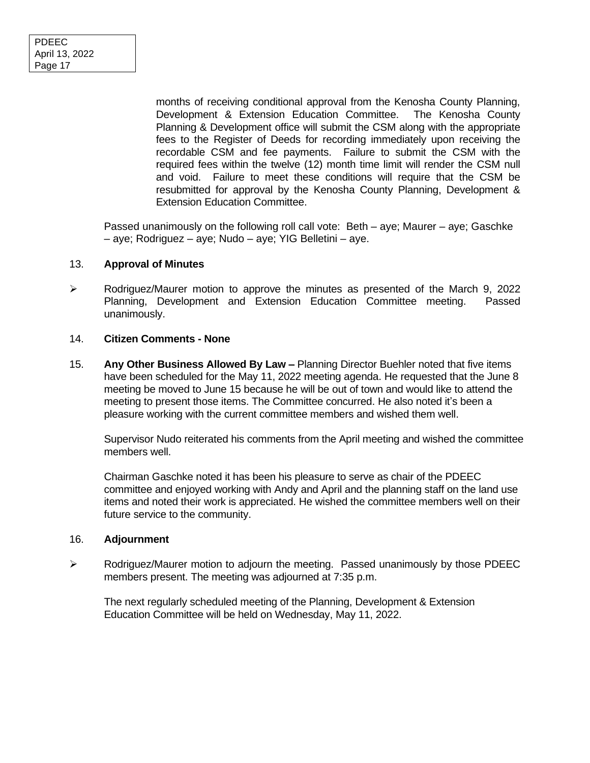months of receiving conditional approval from the Kenosha County Planning, Development & Extension Education Committee. The Kenosha County Planning & Development office will submit the CSM along with the appropriate fees to the Register of Deeds for recording immediately upon receiving the recordable CSM and fee payments. Failure to submit the CSM with the required fees within the twelve (12) month time limit will render the CSM null and void. Failure to meet these conditions will require that the CSM be resubmitted for approval by the Kenosha County Planning, Development & Extension Education Committee.

Passed unanimously on the following roll call vote: Beth – aye; Maurer – aye; Gaschke – aye; Rodriguez – aye; Nudo – aye; YIG Belletini – aye.

13. **Approval of Minutes**

- Rodriguez/Maurer motion to approve the minutes as presented of the March 9, 2022 Planning, Development and Extension Education Committee meeting. Passed unanimously.

14. **Citizen Comments - None**

15. **Any Other Business Allowed By Law –** Planning Director Buehler noted that five items have been scheduled for the May 11, 2022 meeting agenda. He requested that the June 8 meeting be moved to June 15 because he will be out of town and would like to attend the meeting to present those items. The Committee concurred. He also noted it's been a pleasure working with the current committee members and wished them well.

    Supervisor Nudo reiterated his comments from the April meeting and wished the committee members well.

    Chairman Gaschke noted it has been his pleasure to serve as chair of the PDEEC committee and enjoyed working with Andy and April and the planning staff on the land use items and noted their work is appreciated. He wished the committee members well on their future service to the community.

16. **Adjournment**

- Rodriguez/Maurer motion to adjourn the meeting. Passed unanimously by those PDEEC members present. The meeting was adjourned at 7:35 p.m.

The next regularly scheduled meeting of the Planning, Development & Extension Education Committee will be held on Wednesday, May 11, 2022.